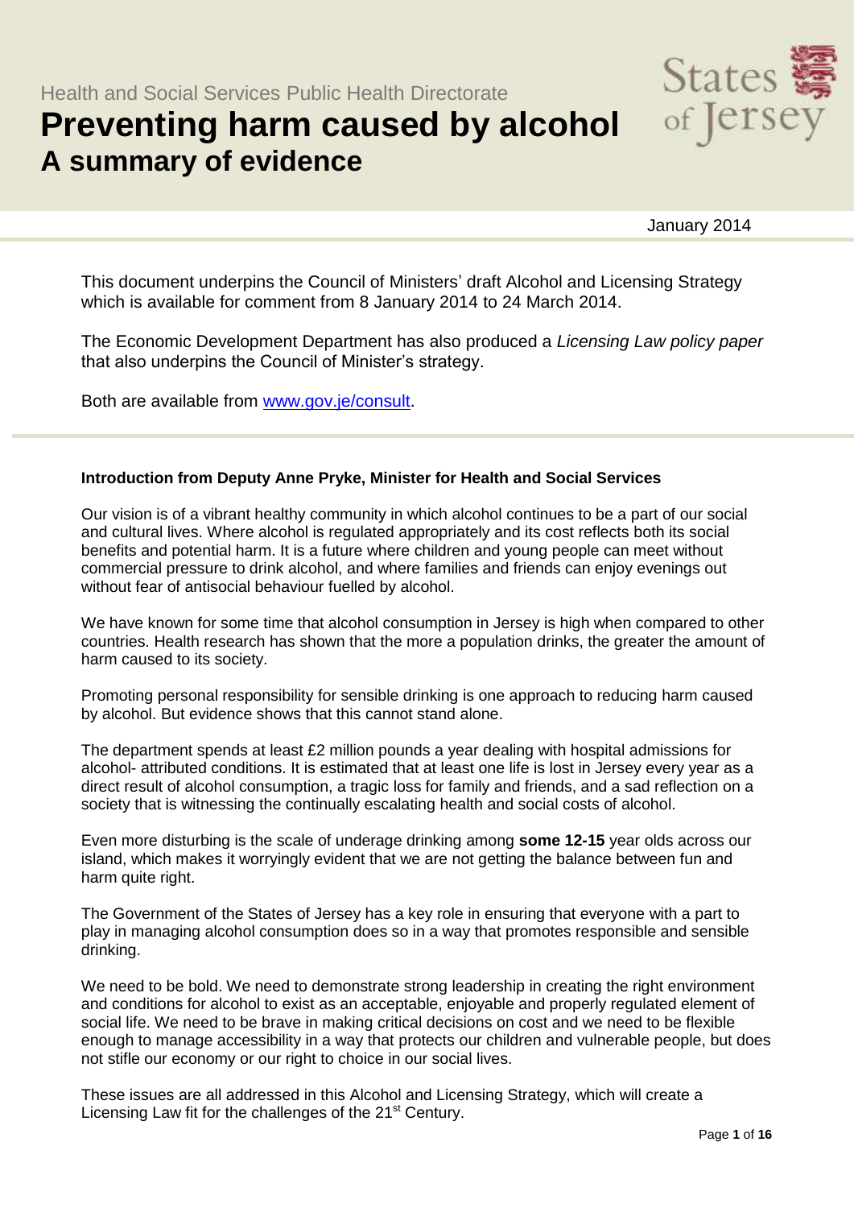Health and Social Services Public Health Directorate

# Preventing harm caused by alcohol

## A summary of evidence

January 2014

This document underpins the Council of Ministers' draft Alcohol and Licensing Strategy which is available for comment from 8 January 2014 to 24 March 2014.

The Economic Development Department has also produced a *Licensing Law policy paper* that also underpins the Council of Minister's strategy.

Both are available from [www.gov.je/consult](www.gov.je/consult).

**Introduction from Deputy Anne Pryke, Minister for Health and Social Services**

Our vision is of a vibrant healthy community in which alcohol continues to be a part of our social and cultural lives. Where alcohol is regulated appropriately and its cost reflects both its social benefits and potential harm. It is a future where children and young people can meet without commercial pressure to drink alcohol, and where families and friends can enjoy evenings out without fear of antisocial behaviour fuelled by alcohol.

We have known for some time that alcohol consumption in Jersey is high when compared to other countries. Health research has shown that the more a population drinks, the greater the amount of harm caused to its society.

Promoting personal responsibility for sensible drinking is one approach to reducing harm caused by alcohol. But evidence shows that this cannot stand alone.

The department spends at least £2 million pounds a year dealing with hospital admissions for alcohol- attributed conditions. It is estimated that at least one life is lost in Jersey every year as a direct result of alcohol consumption, a tragic loss for family and friends, and a sad reflection on a society that is witnessing the continually escalating health and social costs of alcohol.

Even more disturbing is the scale of underage drinking among **some 12-15** year olds across our island, which makes it worryingly evident that we are not getting the balance between fun and harm quite right.

The Government of the States of Jersey has a key role in ensuring that everyone with a part to play in managing alcohol consumption does so in a way that promotes responsible and sensible drinking.

We need to be bold. We need to demonstrate strong leadership in creating the right environment and conditions for alcohol to exist as an acceptable, enjoyable and properly regulated element of social life. We need to be brave in making critical decisions on cost and we need to be flexible enough to manage accessibility in a way that protects our children and vulnerable people, but does not stifle our economy or our right to choice in our social lives.

These issues are all addressed in this Alcohol and Licensing Strategy, which will create a Licensing Law fit for the challenges of the 21st Century.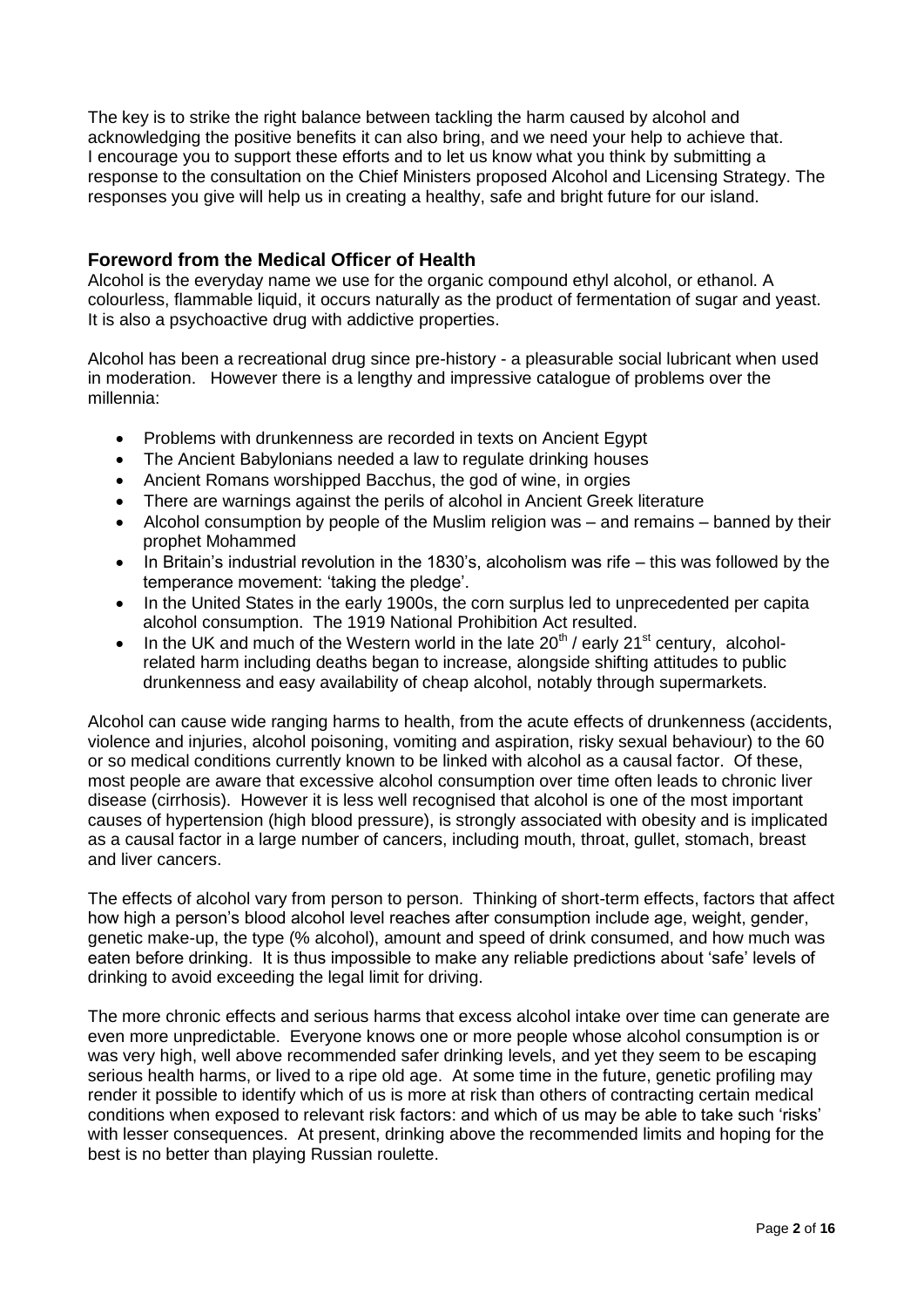The key is to strike the right balance between tackling the harm caused by alcohol and acknowledging the positive benefits it can also bring, and we need your help to achieve that. I encourage you to support these efforts and to let us know what you think by submitting a response to the consultation on the Chief Ministers proposed Alcohol and Licensing Strategy. The responses you give will help us in creating a healthy, safe and bright future for our island.

## Foreword from the Medical Officer of Health

Alcohol is the everyday name we use for the organic compound ethyl alcohol, or ethanol. A colourless, flammable liquid, it occurs naturally as the product of fermentation of sugar and yeast. It is also a psychoactive drug with addictive properties.

Alcohol has been a recreational drug since pre-history - a pleasurable social lubricant when used in moderation. However there is a lengthy and impressive catalogue of problems over the millennia:

- Problems with drunkenness are recorded in texts on Ancient Egypt
- The Ancient Babylonians needed a law to regulate drinking houses
- Ancient Romans worshipped Bacchus, the god of wine, in orgies
- There are warnings against the perils of alcohol in Ancient Greek literature
- Alcohol consumption by people of the Muslim religion was – and remains – banned by their prophet Mohammed
- In Britain's industrial revolution in the 1830's, alcoholism was rife – this was followed by the temperance movement: 'taking the pledge'.
- In the United States in the early 1900s, the corn surplus led to unprecedented per capita alcohol consumption. The 1919 National Prohibition Act resulted.
- In the UK and much of the Western world in the late 20th / early 21st century, alcohol-related harm including deaths began to increase, alongside shifting attitudes to public drunkenness and easy availability of cheap alcohol, notably through supermarkets.

Alcohol can cause wide ranging harms to health, from the acute effects of drunkenness (accidents, violence and injuries, alcohol poisoning, vomiting and aspiration, risky sexual behaviour) to the 60 or so medical conditions currently known to be linked with alcohol as a causal factor. Of these, most people are aware that excessive alcohol consumption over time often leads to chronic liver disease (cirrhosis). However it is less well recognised that alcohol is one of the most important causes of hypertension (high blood pressure), is strongly associated with obesity and is implicated as a causal factor in a large number of cancers, including mouth, throat, gullet, stomach, breast and liver cancers.

The effects of alcohol vary from person to person. Thinking of short-term effects, factors that affect how high a person's blood alcohol level reaches after consumption include age, weight, gender, genetic make-up, the type (% alcohol), amount and speed of drink consumed, and how much was eaten before drinking. It is thus impossible to make any reliable predictions about 'safe' levels of drinking to avoid exceeding the legal limit for driving.

The more chronic effects and serious harms that excess alcohol intake over time can generate are even more unpredictable. Everyone knows one or more people whose alcohol consumption is or was very high, well above recommended safer drinking levels, and yet they seem to be escaping serious health harms, or lived to a ripe old age. At some time in the future, genetic profiling may render it possible to identify which of us is more at risk than others of contracting certain medical conditions when exposed to relevant risk factors: and which of us may be able to take such 'risks' with lesser consequences. At present, drinking above the recommended limits and hoping for the best is no better than playing Russian roulette.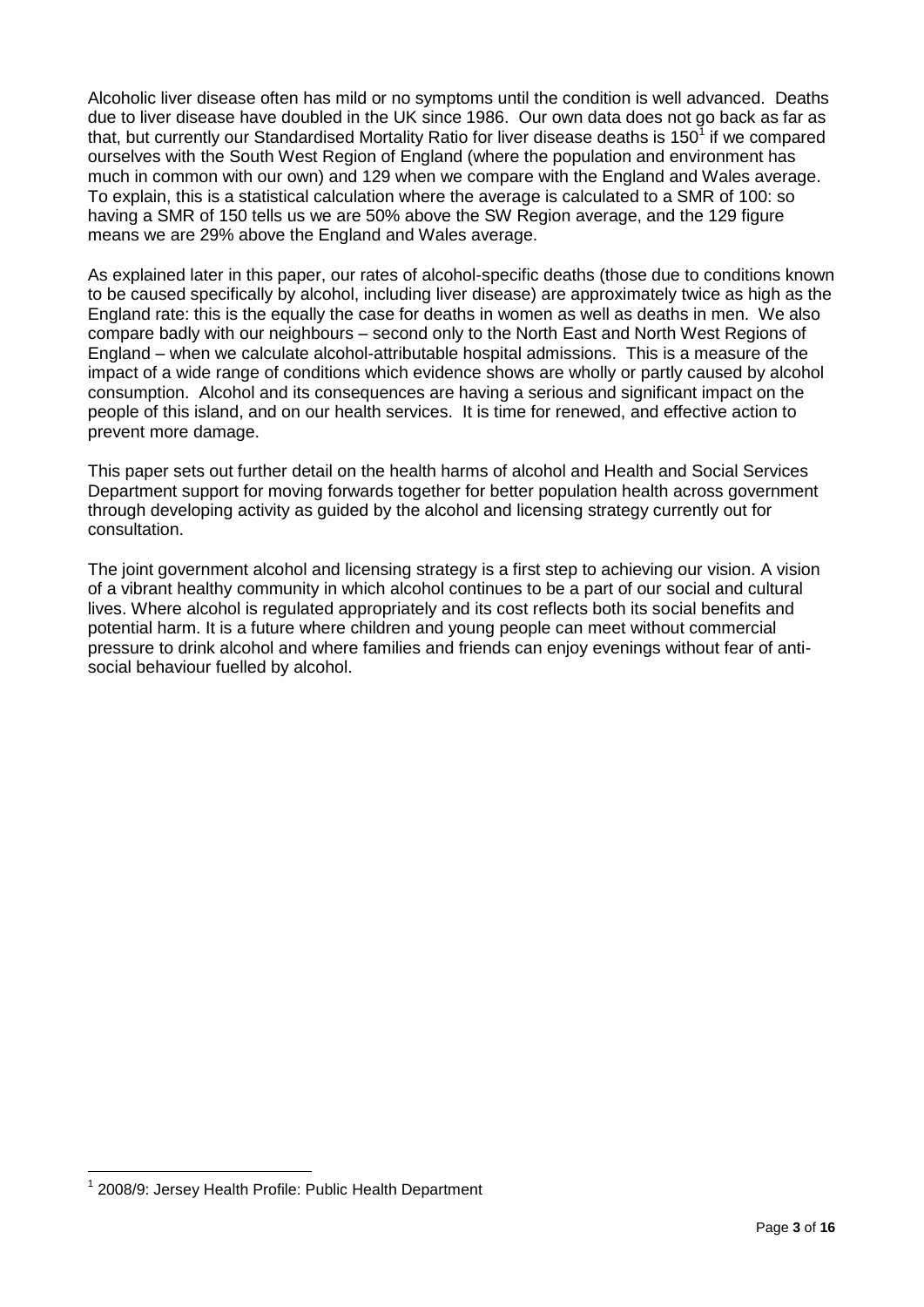Alcoholic liver disease often has mild or no symptoms until the condition is well advanced. Deaths due to liver disease have doubled in the UK since 1986. Our own data does not go back as far as that, but currently our Standardised Mortality Ratio for liver disease deaths is 150[1] if we compared ourselves with the South West Region of England (where the population and environment has much in common with our own) and 129 when we compare with the England and Wales average. To explain, this is a statistical calculation where the average is calculated to a SMR of 100: so having a SMR of 150 tells us we are 50% above the SW Region average, and the 129 figure means we are 29% above the England and Wales average.

As explained later in this paper, our rates of alcohol-specific deaths (those due to conditions known to be caused specifically by alcohol, including liver disease) are approximately twice as high as the England rate: this is the equally the case for deaths in women as well as deaths in men. We also compare badly with our neighbours – second only to the North East and North West Regions of England – when we calculate alcohol-attributable hospital admissions. This is a measure of the impact of a wide range of conditions which evidence shows are wholly or partly caused by alcohol consumption. Alcohol and its consequences are having a serious and significant impact on the people of this island, and on our health services. It is time for renewed, and effective action to prevent more damage.

This paper sets out further detail on the health harms of alcohol and Health and Social Services Department support for moving forwards together for better population health across government through developing activity as guided by the alcohol and licensing strategy currently out for consultation.

The joint government alcohol and licensing strategy is a first step to achieving our vision. A vision of a vibrant healthy community in which alcohol continues to be a part of our social and cultural lives. Where alcohol is regulated appropriately and its cost reflects both its social benefits and potential harm. It is a future where children and young people can meet without commercial pressure to drink alcohol and where families and friends can enjoy evenings without fear of anti-social behaviour fuelled by alcohol.

[1] 2008/9: Jersey Health Profile: Public Health Department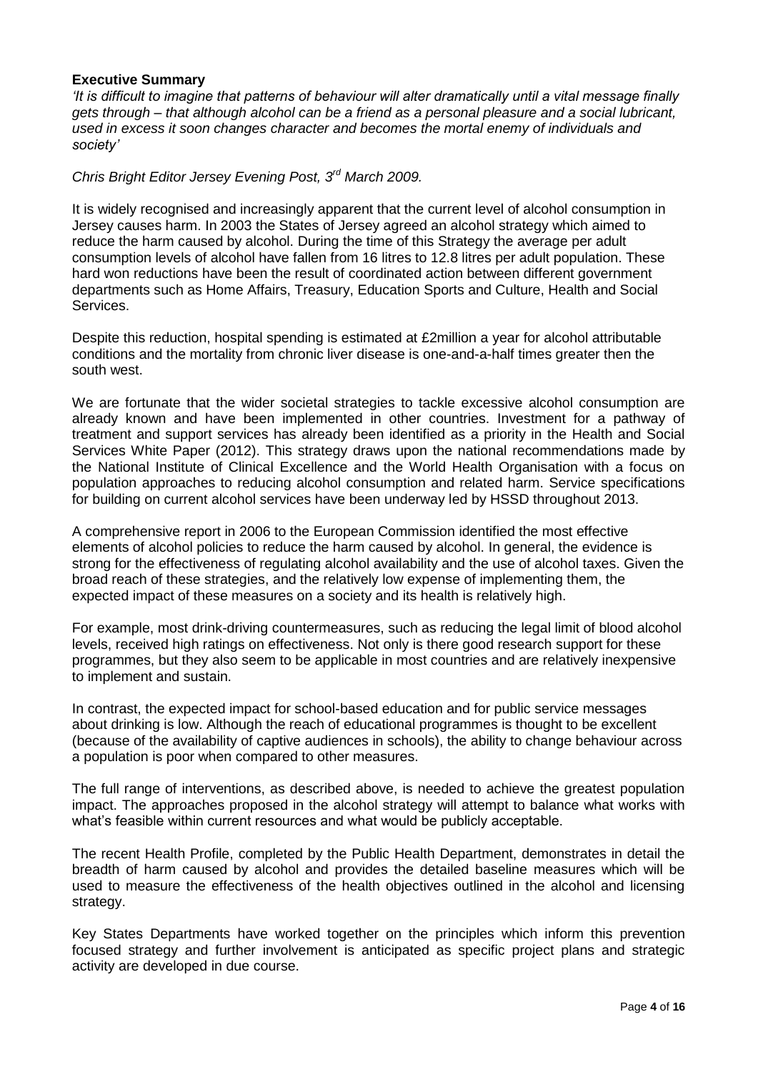## Executive Summary

*'It is difficult to imagine that patterns of behaviour will alter dramatically until a vital message finally gets through – that although alcohol can be a friend as a personal pleasure and a social lubricant, used in excess it soon changes character and becomes the mortal enemy of individuals and society'*

*Chris Bright Editor Jersey Evening Post, 3rd March 2009.*

It is widely recognised and increasingly apparent that the current level of alcohol consumption in Jersey causes harm. In 2003 the States of Jersey agreed an alcohol strategy which aimed to reduce the harm caused by alcohol. During the time of this Strategy the average per adult consumption levels of alcohol have fallen from 16 litres to 12.8 litres per adult population. These hard won reductions have been the result of coordinated action between different government departments such as Home Affairs, Treasury, Education Sports and Culture, Health and Social Services.

Despite this reduction, hospital spending is estimated at £2million a year for alcohol attributable conditions and the mortality from chronic liver disease is one-and-a-half times greater then the south west.

We are fortunate that the wider societal strategies to tackle excessive alcohol consumption are already known and have been implemented in other countries. Investment for a pathway of treatment and support services has already been identified as a priority in the Health and Social Services White Paper (2012). This strategy draws upon the national recommendations made by the National Institute of Clinical Excellence and the World Health Organisation with a focus on population approaches to reducing alcohol consumption and related harm. Service specifications for building on current alcohol services have been underway led by HSSD throughout 2013.

A comprehensive report in 2006 to the European Commission identified the most effective elements of alcohol policies to reduce the harm caused by alcohol. In general, the evidence is strong for the effectiveness of regulating alcohol availability and the use of alcohol taxes. Given the broad reach of these strategies, and the relatively low expense of implementing them, the expected impact of these measures on a society and its health is relatively high.

For example, most drink-driving countermeasures, such as reducing the legal limit of blood alcohol levels, received high ratings on effectiveness. Not only is there good research support for these programmes, but they also seem to be applicable in most countries and are relatively inexpensive to implement and sustain.

In contrast, the expected impact for school-based education and for public service messages about drinking is low. Although the reach of educational programmes is thought to be excellent (because of the availability of captive audiences in schools), the ability to change behaviour across a population is poor when compared to other measures.

The full range of interventions, as described above, is needed to achieve the greatest population impact. The approaches proposed in the alcohol strategy will attempt to balance what works with what's feasible within current resources and what would be publicly acceptable.

The recent Health Profile, completed by the Public Health Department, demonstrates in detail the breadth of harm caused by alcohol and provides the detailed baseline measures which will be used to measure the effectiveness of the health objectives outlined in the alcohol and licensing strategy.

Key States Departments have worked together on the principles which inform this prevention focused strategy and further involvement is anticipated as specific project plans and strategic activity are developed in due course.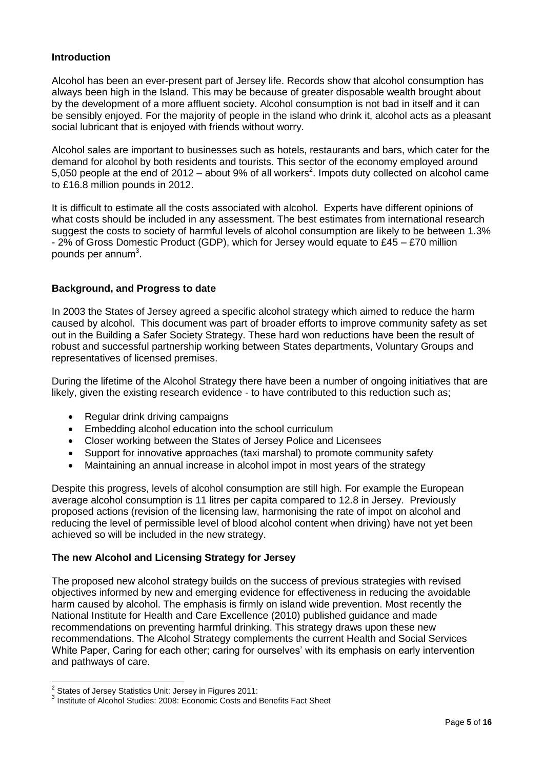## Introduction

Alcohol has been an ever-present part of Jersey life. Records show that alcohol consumption has always been high in the Island. This may be because of greater disposable wealth brought about by the development of a more affluent society. Alcohol consumption is not bad in itself and it can be sensibly enjoyed. For the majority of people in the island who drink it, alcohol acts as a pleasant social lubricant that is enjoyed with friends without worry.

Alcohol sales are important to businesses such as hotels, restaurants and bars, which cater for the demand for alcohol by both residents and tourists. This sector of the economy employed around 5,050 people at the end of 2012 – about 9% of all workers[2]. Impots duty collected on alcohol came to £16.8 million pounds in 2012.

It is difficult to estimate all the costs associated with alcohol. Experts have different opinions of what costs should be included in any assessment. The best estimates from international research suggest the costs to society of harmful levels of alcohol consumption are likely to be between 1.3% - 2% of Gross Domestic Product (GDP), which for Jersey would equate to £45 – £70 million pounds per annum[3].

## Background, and Progress to date

In 2003 the States of Jersey agreed a specific alcohol strategy which aimed to reduce the harm caused by alcohol. This document was part of broader efforts to improve community safety as set out in the Building a Safer Society Strategy. These hard won reductions have been the result of robust and successful partnership working between States departments, Voluntary Groups and representatives of licensed premises.

During the lifetime of the Alcohol Strategy there have been a number of ongoing initiatives that are likely, given the existing research evidence - to have contributed to this reduction such as;

- Regular drink driving campaigns
- Embedding alcohol education into the school curriculum
- Closer working between the States of Jersey Police and Licensees
- Support for innovative approaches (taxi marshal) to promote community safety
- Maintaining an annual increase in alcohol impot in most years of the strategy

Despite this progress, levels of alcohol consumption are still high. For example the European average alcohol consumption is 11 litres per capita compared to 12.8 in Jersey. Previously proposed actions (revision of the licensing law, harmonising the rate of impot on alcohol and reducing the level of permissible level of blood alcohol content when driving) have not yet been achieved so will be included in the new strategy.

## The new Alcohol and Licensing Strategy for Jersey

The proposed new alcohol strategy builds on the success of previous strategies with revised objectives informed by new and emerging evidence for effectiveness in reducing the avoidable harm caused by alcohol. The emphasis is firmly on island wide prevention. Most recently the National Institute for Health and Care Excellence (2010) published guidance and made recommendations on preventing harmful drinking. This strategy draws upon these new recommendations. The Alcohol Strategy complements the current Health and Social Services White Paper, Caring for each other; caring for ourselves' with its emphasis on early intervention and pathways of care.

---

[2] States of Jersey Statistics Unit: Jersey in Figures 2011:

[3] Institute of Alcohol Studies: 2008: Economic Costs and Benefits Fact Sheet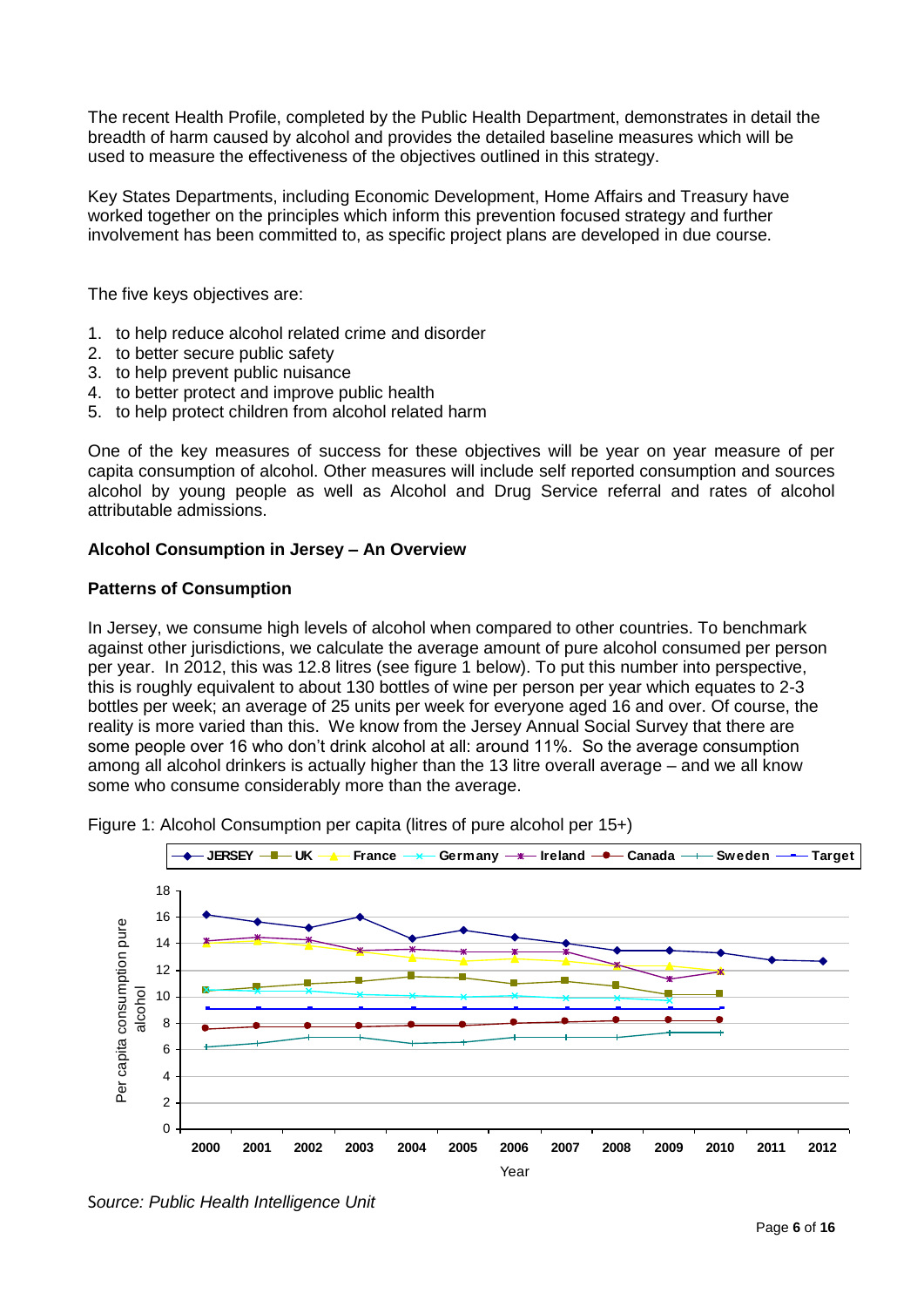The recent Health Profile, completed by the Public Health Department, demonstrates in detail the breadth of harm caused by alcohol and provides the detailed baseline measures which will be used to measure the effectiveness of the objectives outlined in this strategy.

Key States Departments, including Economic Development, Home Affairs and Treasury have worked together on the principles which inform this prevention focused strategy and further involvement has been committed to, as specific project plans are developed in due course.

The five keys objectives are:

1. to help reduce alcohol related crime and disorder
2. to better secure public safety
3. to help prevent public nuisance
4. to better protect and improve public health
5. to help protect children from alcohol related harm

One of the key measures of success for these objectives will be year on year measure of per capita consumption of alcohol. Other measures will include self reported consumption and sources alcohol by young people as well as Alcohol and Drug Service referral and rates of alcohol attributable admissions.

**Alcohol Consumption in Jersey – An Overview**

**Patterns of Consumption**

In Jersey, we consume high levels of alcohol when compared to other countries. To benchmark against other jurisdictions, we calculate the average amount of pure alcohol consumed per person per year. In 2012, this was 12.8 litres (see figure 1 below). To put this number into perspective, this is roughly equivalent to about 130 bottles of wine per person per year which equates to 2-3 bottles per week; an average of 25 units per week for everyone aged 16 and over. Of course, the reality is more varied than this. We know from the Jersey Annual Social Survey that there are some people over 16 who don't drink alcohol at all: around 11%. So the average consumption among all alcohol drinkers is actually higher than the 13 litre overall average – and we all know some who consume considerably more than the average.

Figure 1: Alcohol Consumption per capita (litres of pure alcohol per 15+)

*Source: Public Health Intelligence Unit*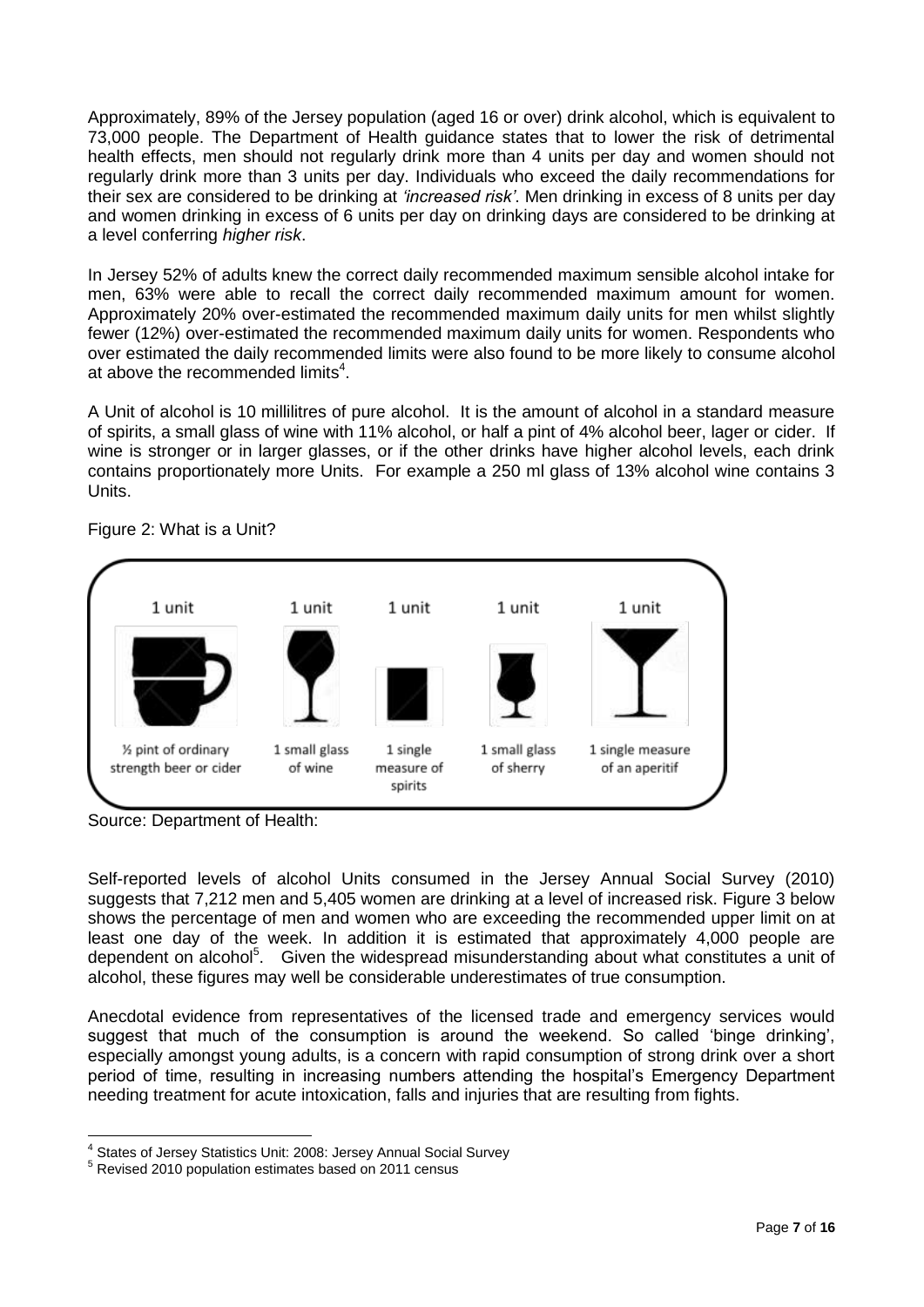Approximately, 89% of the Jersey population (aged 16 or over) drink alcohol, which is equivalent to 73,000 people. The Department of Health guidance states that to lower the risk of detrimental health effects, men should not regularly drink more than 4 units per day and women should not regularly drink more than 3 units per day. Individuals who exceed the daily recommendations for their sex are considered to be drinking at *'increased risk'*. Men drinking in excess of 8 units per day and women drinking in excess of 6 units per day on drinking days are considered to be drinking at a level conferring *higher risk*.

In Jersey 52% of adults knew the correct daily recommended maximum sensible alcohol intake for men, 63% were able to recall the correct daily recommended maximum amount for women. Approximately 20% over-estimated the recommended maximum daily units for men whilst slightly fewer (12%) over-estimated the recommended maximum daily units for women. Respondents who over estimated the daily recommended limits were also found to be more likely to consume alcohol at above the recommended limits[4].

A Unit of alcohol is 10 millilitres of pure alcohol. It is the amount of alcohol in a standard measure of spirits, a small glass of wine with 11% alcohol, or half a pint of 4% alcohol beer, lager or cider. If wine is stronger or in larger glasses, or if the other drinks have higher alcohol levels, each drink contains proportionately more Units. For example a 250 ml glass of 13% alcohol wine contains 3 Units.

Figure 2: What is a Unit?

| 1 unit | 1 unit | 1 unit | 1 unit | 1 unit |
|---|---|---|---|---|
| ½ pint of ordinary strength beer or cider | 1 small glass of wine | 1 single measure of spirits | 1 small glass of sherry | 1 single measure of an aperitif |

Source: Department of Health:

Self-reported levels of alcohol Units consumed in the Jersey Annual Social Survey (2010) suggests that 7,212 men and 5,405 women are drinking at a level of increased risk. Figure 3 below shows the percentage of men and women who are exceeding the recommended upper limit on at least one day of the week. In addition it is estimated that approximately 4,000 people are dependent on alcohol[5]. Given the widespread misunderstanding about what constitutes a unit of alcohol, these figures may well be considerable underestimates of true consumption.

Anecdotal evidence from representatives of the licensed trade and emergency services would suggest that much of the consumption is around the weekend. So called 'binge drinking', especially amongst young adults, is a concern with rapid consumption of strong drink over a short period of time, resulting in increasing numbers attending the hospital's Emergency Department needing treatment for acute intoxication, falls and injuries that are resulting from fights.

---

[4] States of Jersey Statistics Unit: 2008: Jersey Annual Social Survey

[5] Revised 2010 population estimates based on 2011 census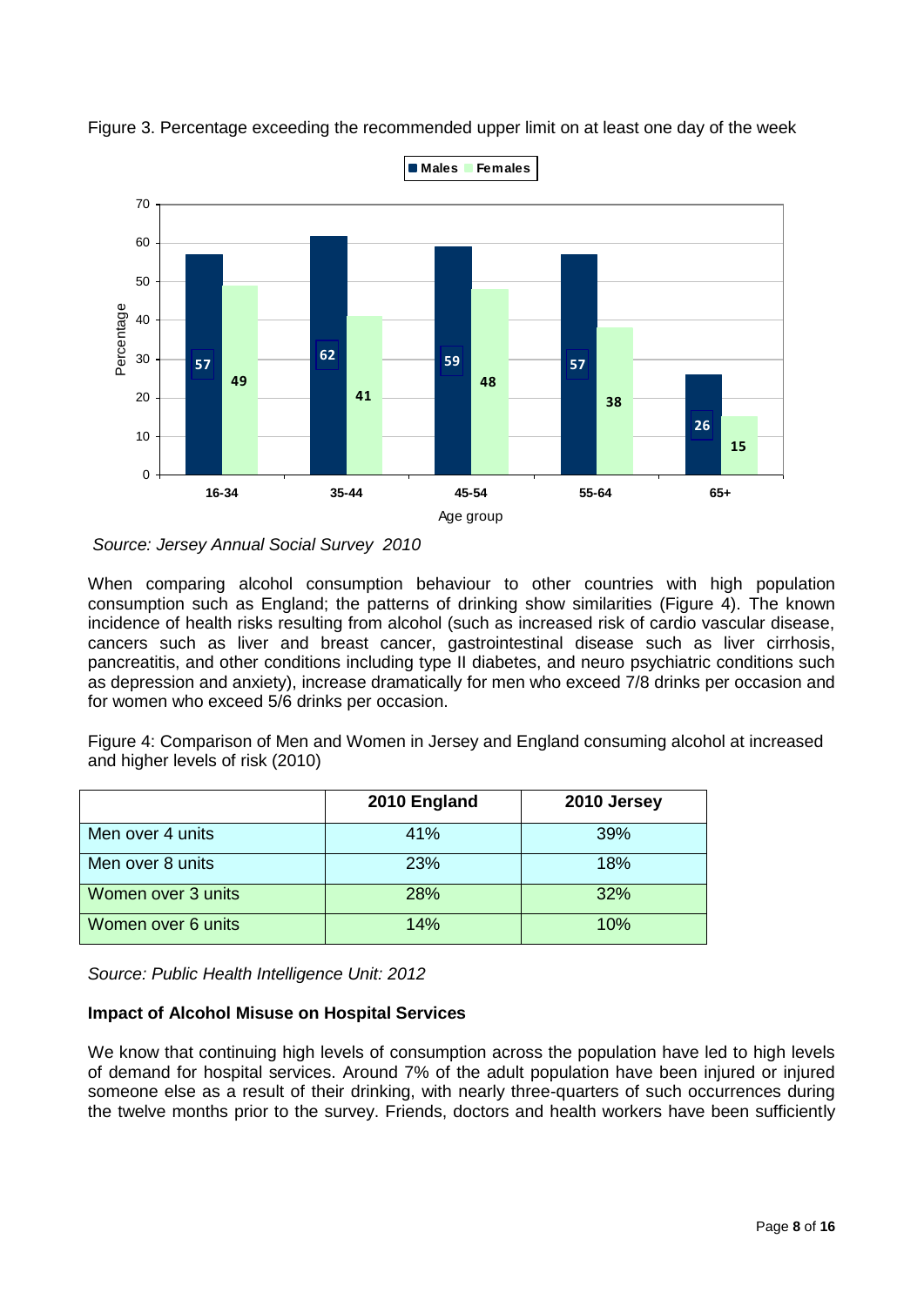Figure 3. Percentage exceeding the recommended upper limit on at least one day of the week

| Age group | Males | Females |
|---|---|---|
| 16-34 | 57 | 49 |
| 35-44 | 62 | 41 |
| 45-54 | 59 | 48 |
| 55-64 | 57 | 38 |
| 65+ | 26 | 15 |

*Source: Jersey Annual Social Survey 2010*

When comparing alcohol consumption behaviour to other countries with high population consumption such as England; the patterns of drinking show similarities (Figure 4). The known incidence of health risks resulting from alcohol (such as increased risk of cardio vascular disease, cancers such as liver and breast cancer, gastrointestinal disease such as liver cirrhosis, pancreatitis, and other conditions including type II diabetes, and neuro psychiatric conditions such as depression and anxiety), increase dramatically for men who exceed 7/8 drinks per occasion and for women who exceed 5/6 drinks per occasion.

Figure 4: Comparison of Men and Women in Jersey and England consuming alcohol at increased and higher levels of risk (2010)

| | 2010 England | 2010 Jersey |
|---|---|---|
| Men over 4 units | 41% | 39% |
| Men over 8 units | 23% | 18% |
| Women over 3 units | 28% | 32% |
| Women over 6 units | 14% | 10% |

*Source: Public Health Intelligence Unit: 2012*

**Impact of Alcohol Misuse on Hospital Services**

We know that continuing high levels of consumption across the population have led to high levels of demand for hospital services. Around 7% of the adult population have been injured or injured someone else as a result of their drinking, with nearly three-quarters of such occurrences during the twelve months prior to the survey. Friends, doctors and health workers have been sufficiently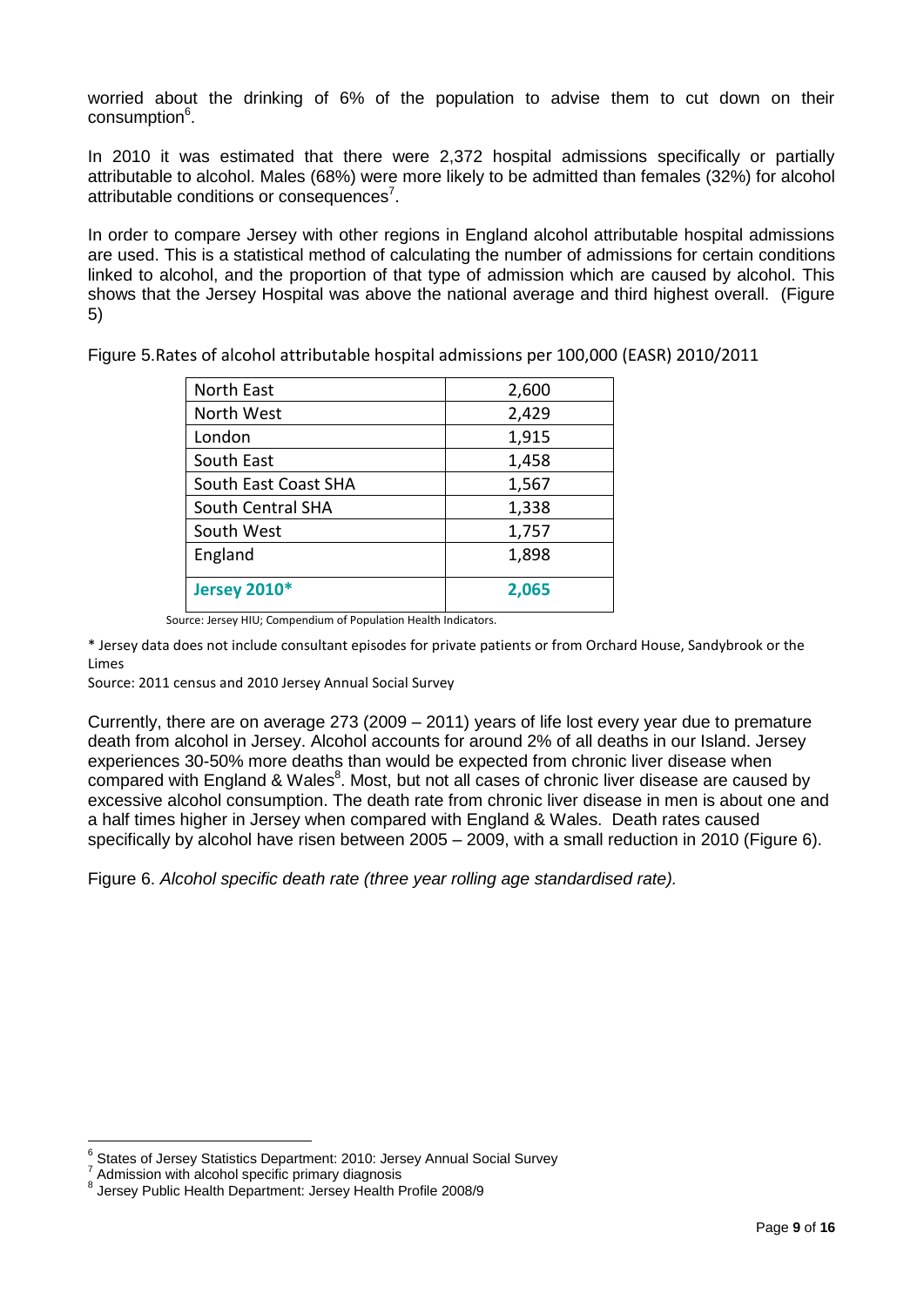worried about the drinking of 6% of the population to advise them to cut down on their consumption[6].

In 2010 it was estimated that there were 2,372 hospital admissions specifically or partially attributable to alcohol. Males (68%) were more likely to be admitted than females (32%) for alcohol attributable conditions or consequences[7].

In order to compare Jersey with other regions in England alcohol attributable hospital admissions are used. This is a statistical method of calculating the number of admissions for certain conditions linked to alcohol, and the proportion of that type of admission which are caused by alcohol. This shows that the Jersey Hospital was above the national average and third highest overall. (Figure 5)

Figure 5.Rates of alcohol attributable hospital admissions per 100,000 (EASR) 2010/2011

| Region | Rate |
|---|---|
| North East | 2,600 |
| North West | 2,429 |
| London | 1,915 |
| South East | 1,458 |
| South East Coast SHA | 1,567 |
| South Central SHA | 1,338 |
| South West | 1,757 |
| England | 1,898 |
| **Jersey 2010*** | **2,065** |

Source: Jersey HIU; Compendium of Population Health Indicators.

* Jersey data does not include consultant episodes for private patients or from Orchard House, Sandybrook or the Limes

Source: 2011 census and 2010 Jersey Annual Social Survey

Currently, there are on average 273 (2009 – 2011) years of life lost every year due to premature death from alcohol in Jersey. Alcohol accounts for around 2% of all deaths in our Island. Jersey experiences 30-50% more deaths than would be expected from chronic liver disease when compared with England & Wales[8]. Most, but not all cases of chronic liver disease are caused by excessive alcohol consumption. The death rate from chronic liver disease in men is about one and a half times higher in Jersey when compared with England & Wales. Death rates caused specifically by alcohol have risen between 2005 – 2009, with a small reduction in 2010 (Figure 6).

Figure 6. *Alcohol specific death rate (three year rolling age standardised rate).*

---

[6] States of Jersey Statistics Department: 2010: Jersey Annual Social Survey

[7] Admission with alcohol specific primary diagnosis

[8] Jersey Public Health Department: Jersey Health Profile 2008/9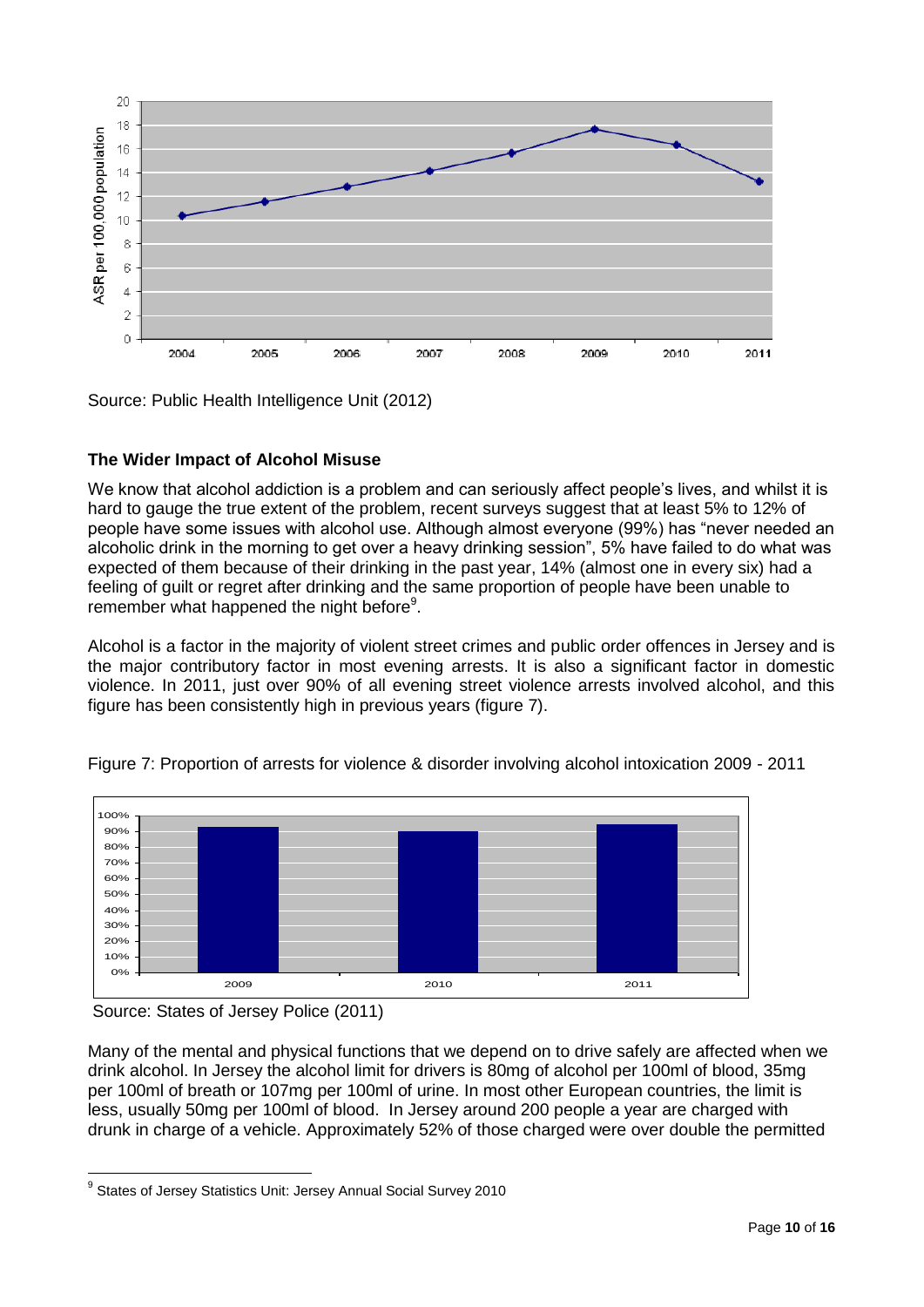Source: Public Health Intelligence Unit (2012)

**The Wider Impact of Alcohol Misuse**

We know that alcohol addiction is a problem and can seriously affect people's lives, and whilst it is hard to gauge the true extent of the problem, recent surveys suggest that at least 5% to 12% of people have some issues with alcohol use. Although almost everyone (99%) has "never needed an alcoholic drink in the morning to get over a heavy drinking session", 5% have failed to do what was expected of them because of their drinking in the past year, 14% (almost one in every six) had a feeling of guilt or regret after drinking and the same proportion of people have been unable to remember what happened the night before[9].

Alcohol is a factor in the majority of violent street crimes and public order offences in Jersey and is the major contributory factor in most evening arrests. It is also a significant factor in domestic violence. In 2011, just over 90% of all evening street violence arrests involved alcohol, and this figure has been consistently high in previous years (figure 7).

Figure 7: Proportion of arrests for violence & disorder involving alcohol intoxication 2009 - 2011

Source: States of Jersey Police (2011)

Many of the mental and physical functions that we depend on to drive safely are affected when we drink alcohol. In Jersey the alcohol limit for drivers is 80mg of alcohol per 100ml of blood, 35mg per 100ml of breath or 107mg per 100ml of urine. In most other European countries, the limit is less, usually 50mg per 100ml of blood. In Jersey around 200 people a year are charged with drunk in charge of a vehicle. Approximately 52% of those charged were over double the permitted

[9] States of Jersey Statistics Unit: Jersey Annual Social Survey 2010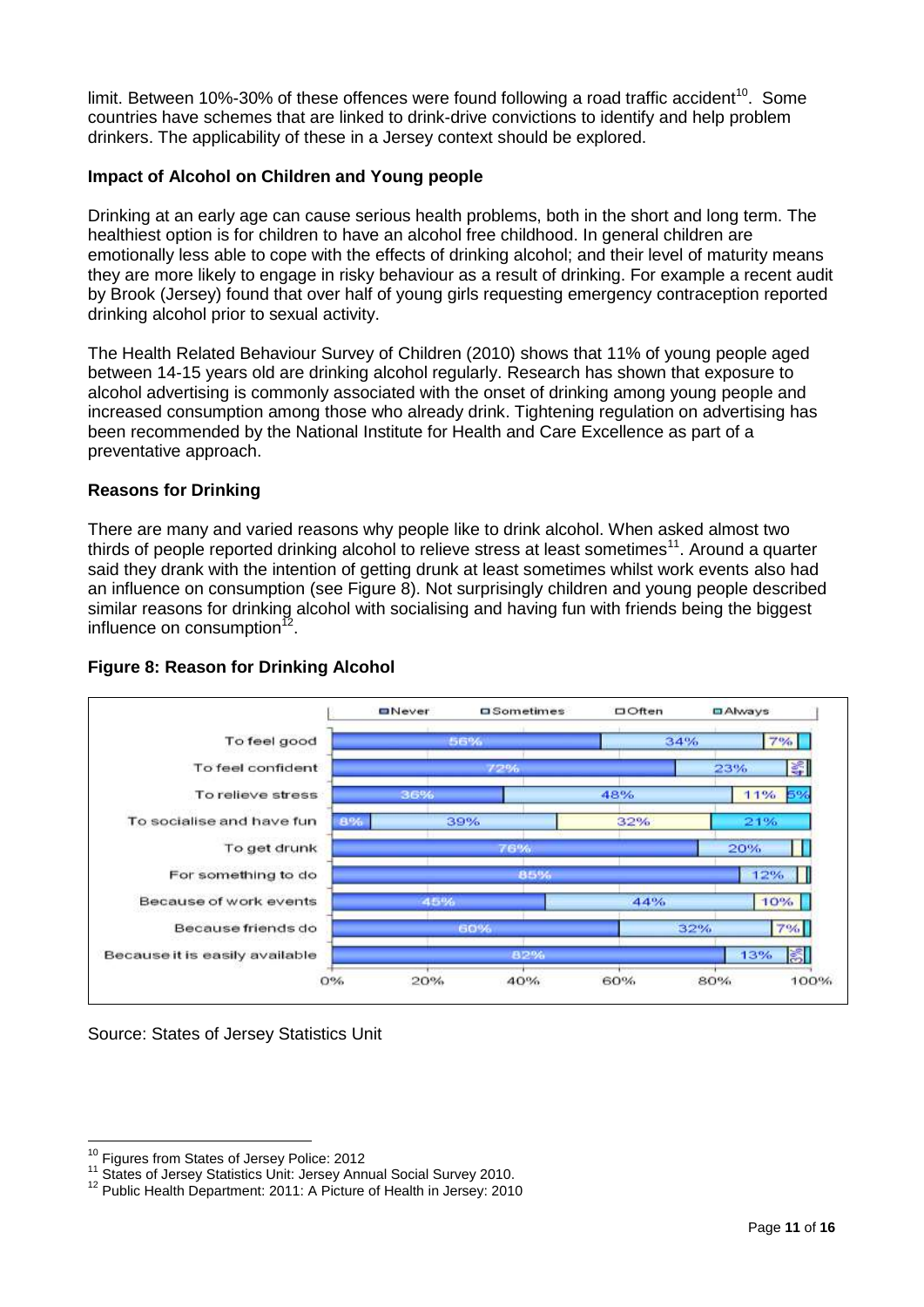limit. Between 10%-30% of these offences were found following a road traffic accident[10]. Some countries have schemes that are linked to drink-drive convictions to identify and help problem drinkers. The applicability of these in a Jersey context should be explored.

**Impact of Alcohol on Children and Young people**

Drinking at an early age can cause serious health problems, both in the short and long term. The healthiest option is for children to have an alcohol free childhood. In general children are emotionally less able to cope with the effects of drinking alcohol; and their level of maturity means they are more likely to engage in risky behaviour as a result of drinking. For example a recent audit by Brook (Jersey) found that over half of young girls requesting emergency contraception reported drinking alcohol prior to sexual activity.

The Health Related Behaviour Survey of Children (2010) shows that 11% of young people aged between 14-15 years old are drinking alcohol regularly. Research has shown that exposure to alcohol advertising is commonly associated with the onset of drinking among young people and increased consumption among those who already drink. Tightening regulation on advertising has been recommended by the National Institute for Health and Care Excellence as part of a preventative approach.

**Reasons for Drinking**

There are many and varied reasons why people like to drink alcohol. When asked almost two thirds of people reported drinking alcohol to relieve stress at least sometimes[11]. Around a quarter said they drank with the intention of getting drunk at least sometimes whilst work events also had an influence on consumption (see Figure 8). Not surprisingly children and young people described similar reasons for drinking alcohol with socialising and having fun with friends being the biggest influence on consumption[12].

**Figure 8: Reason for Drinking Alcohol**

| | Never | Sometimes | Often | Always |
|---|---|---|---|---|
| To feel good | 56% | 34% | 7% | |
| To feel confident | 72% | 23% | 4% | |
| To relieve stress | 36% | 48% | 11% | 5% |
| To socialise and have fun | 8% | 39% | 32% | 21% |
| To get drunk | 76% | 20% | | |
| For something to do | 85% | 12% | | |
| Because of work events | 45% | 44% | 10% | |
| Because friends do | 60% | 32% | 7% | |
| Because it is easily available | 82% | 13% | 3% | |

Source: States of Jersey Statistics Unit

---

[10] Figures from States of Jersey Police: 2012

[11] States of Jersey Statistics Unit: Jersey Annual Social Survey 2010.

[12] Public Health Department: 2011: A Picture of Health in Jersey: 2010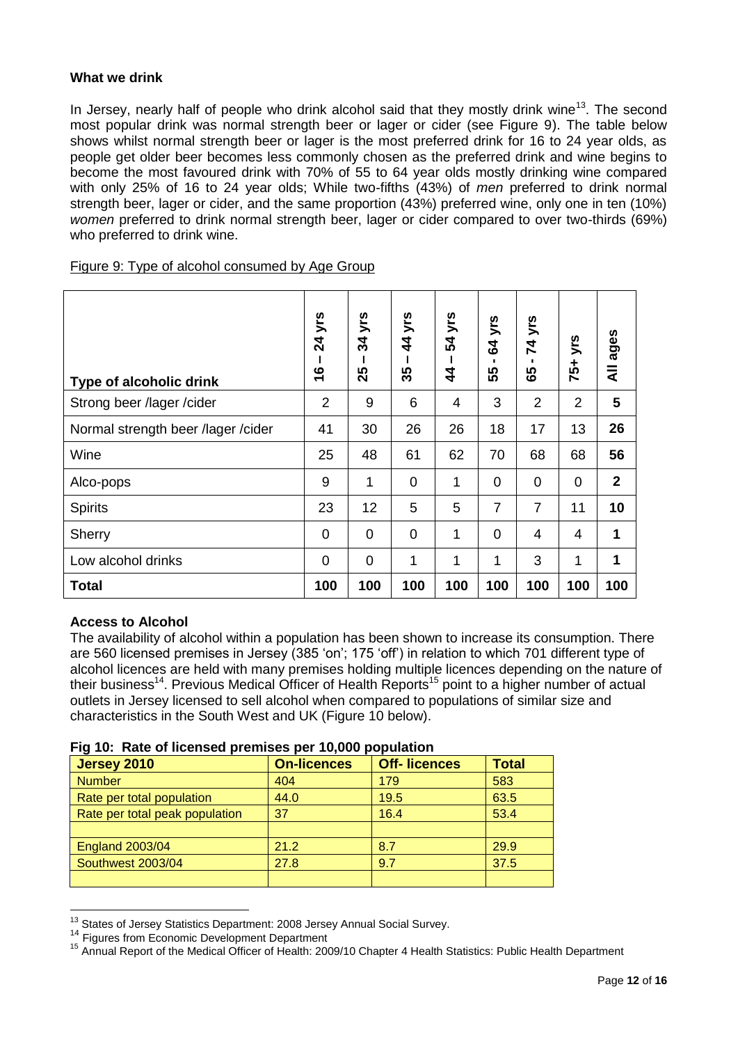### What we drink

In Jersey, nearly half of people who drink alcohol said that they mostly drink wine[13]. The second most popular drink was normal strength beer or lager or cider (see Figure 9). The table below shows whilst normal strength beer or lager is the most preferred drink for 16 to 24 year olds, as people get older beer becomes less commonly chosen as the preferred drink and wine begins to become the most favoured drink with 70% of 55 to 64 year olds mostly drinking wine compared with only 25% of 16 to 24 year olds; While two-fifths (43%) of *men* preferred to drink normal strength beer, lager or cider, and the same proportion (43%) preferred wine, only one in ten (10%) *women* preferred to drink normal strength beer, lager or cider compared to over two-thirds (69%) who preferred to drink wine.

Figure 9: Type of alcohol consumed by Age Group

| Type of alcoholic drink | 16 – 24 yrs | 25 – 34 yrs | 35 – 44 yrs | 44 – 54 yrs | 55 - 64 yrs | 65 - 74 yrs | 75+ yrs | All ages |
|---|---|---|---|---|---|---|---|---|
| Strong beer /lager /cider | 2 | 9 | 6 | 4 | 3 | 2 | 2 | **5** |
| Normal strength beer /lager /cider | 41 | 30 | 26 | 26 | 18 | 17 | 13 | **26** |
| Wine | 25 | 48 | 61 | 62 | 70 | 68 | 68 | **56** |
| Alco-pops | 9 | 1 | 0 | 1 | 0 | 0 | 0 | **2** |
| Spirits | 23 | 12 | 5 | 5 | 7 | 7 | 11 | **10** |
| Sherry | 0 | 0 | 0 | 1 | 0 | 4 | 4 | **1** |
| Low alcohol drinks | 0 | 0 | 1 | 1 | 1 | 3 | 1 | **1** |
| **Total** | **100** | **100** | **100** | **100** | **100** | **100** | **100** | **100** |

### Access to Alcohol

The availability of alcohol within a population has been shown to increase its consumption. There are 560 licensed premises in Jersey (385 'on'; 175 'off') in relation to which 701 different type of alcohol licences are held with many premises holding multiple licences depending on the nature of their business[14]. Previous Medical Officer of Health Reports[15] point to a higher number of actual outlets in Jersey licensed to sell alcohol when compared to populations of similar size and characteristics in the South West and UK (Figure 10 below).

**Fig 10: Rate of licensed premises per 10,000 population**

| Jersey 2010 | On-licences | Off- licences | Total |
|---|---|---|---|
| Number | 404 | 179 | 583 |
| Rate per total population | 44.0 | 19.5 | 63.5 |
| Rate per total peak population | 37 | 16.4 | 53.4 |
| | | | |
| England 2003/04 | 21.2 | 8.7 | 29.9 |
| Southwest 2003/04 | 27.8 | 9.7 | 37.5 |
| | | | |

[13] States of Jersey Statistics Department: 2008 Jersey Annual Social Survey.

[14] Figures from Economic Development Department

[15] Annual Report of the Medical Officer of Health: 2009/10 Chapter 4 Health Statistics: Public Health Department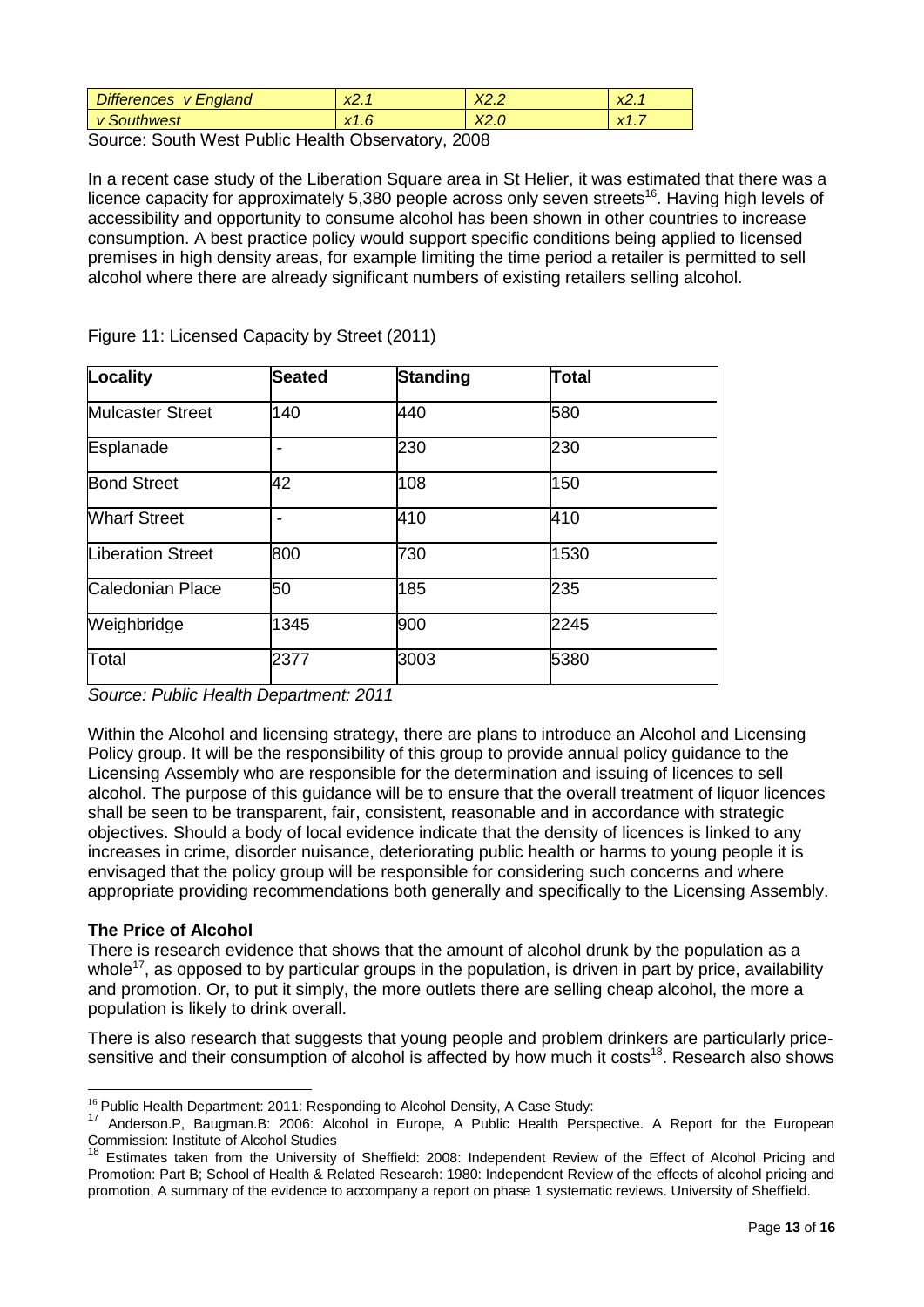| Differences v England | x2.1 | X2.2 | x2.1 |
|---|---|---|---|
| v Southwest | x1.6 | X2.0 | x1.7 |

Source: South West Public Health Observatory, 2008

In a recent case study of the Liberation Square area in St Helier, it was estimated that there was a licence capacity for approximately 5,380 people across only seven streets[16]. Having high levels of accessibility and opportunity to consume alcohol has been shown in other countries to increase consumption. A best practice policy would support specific conditions being applied to licensed premises in high density areas, for example limiting the time period a retailer is permitted to sell alcohol where there are already significant numbers of existing retailers selling alcohol.

Figure 11: Licensed Capacity by Street (2011)

| Locality | Seated | Standing | Total |
|---|---|---|---|
| Mulcaster Street | 140 | 440 | 580 |
| Esplanade | - | 230 | 230 |
| Bond Street | 42 | 108 | 150 |
| Wharf Street | - | 410 | 410 |
| Liberation Street | 800 | 730 | 1530 |
| Caledonian Place | 50 | 185 | 235 |
| Weighbridge | 1345 | 900 | 2245 |
| Total | 2377 | 3003 | 5380 |

*Source: Public Health Department: 2011*

Within the Alcohol and licensing strategy, there are plans to introduce an Alcohol and Licensing Policy group. It will be the responsibility of this group to provide annual policy guidance to the Licensing Assembly who are responsible for the determination and issuing of licences to sell alcohol. The purpose of this guidance will be to ensure that the overall treatment of liquor licences shall be seen to be transparent, fair, consistent, reasonable and in accordance with strategic objectives. Should a body of local evidence indicate that the density of licences is linked to any increases in crime, disorder nuisance, deteriorating public health or harms to young people it is envisaged that the policy group will be responsible for considering such concerns and where appropriate providing recommendations both generally and specifically to the Licensing Assembly.

**The Price of Alcohol**

There is research evidence that shows that the amount of alcohol drunk by the population as a whole[17], as opposed to by particular groups in the population, is driven in part by price, availability and promotion. Or, to put it simply, the more outlets there are selling cheap alcohol, the more a population is likely to drink overall.

There is also research that suggests that young people and problem drinkers are particularly price-sensitive and their consumption of alcohol is affected by how much it costs[18]. Research also shows

---

[16] Public Health Department: 2011: Responding to Alcohol Density, A Case Study:

[17] Anderson.P, Baugman.B: 2006: Alcohol in Europe, A Public Health Perspective. A Report for the European Commission: Institute of Alcohol Studies

[18] Estimates taken from the University of Sheffield: 2008: Independent Review of the Effect of Alcohol Pricing and Promotion: Part B; School of Health & Related Research: 1980: Independent Review of the effects of alcohol pricing and promotion, A summary of the evidence to accompany a report on phase 1 systematic reviews. University of Sheffield.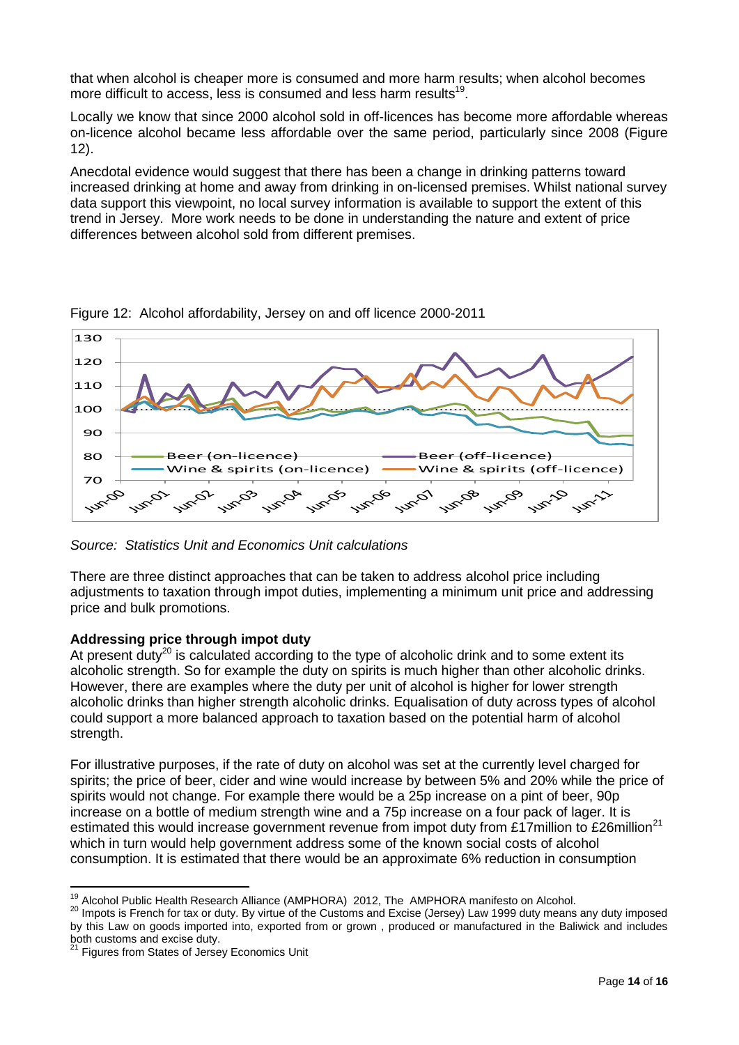that when alcohol is cheaper more is consumed and more harm results; when alcohol becomes more difficult to access, less is consumed and less harm results[19].

Locally we know that since 2000 alcohol sold in off-licences has become more affordable whereas on-licence alcohol became less affordable over the same period, particularly since 2008 (Figure 12).

Anecdotal evidence would suggest that there has been a change in drinking patterns toward increased drinking at home and away from drinking in on-licensed premises. Whilst national survey data support this viewpoint, no local survey information is available to support the extent of this trend in Jersey. More work needs to be done in understanding the nature and extent of price differences between alcohol sold from different premises.

Figure 12: Alcohol affordability, Jersey on and off licence 2000-2011

*Source: Statistics Unit and Economics Unit calculations*

There are three distinct approaches that can be taken to address alcohol price including adjustments to taxation through impot duties, implementing a minimum unit price and addressing price and bulk promotions.

**Addressing price through impot duty**

At present duty[20] is calculated according to the type of alcoholic drink and to some extent its alcoholic strength. So for example the duty on spirits is much higher than other alcoholic drinks. However, there are examples where the duty per unit of alcohol is higher for lower strength alcoholic drinks than higher strength alcoholic drinks. Equalisation of duty across types of alcohol could support a more balanced approach to taxation based on the potential harm of alcohol strength.

For illustrative purposes, if the rate of duty on alcohol was set at the currently level charged for spirits; the price of beer, cider and wine would increase by between 5% and 20% while the price of spirits would not change. For example there would be a 25p increase on a pint of beer, 90p increase on a bottle of medium strength wine and a 75p increase on a four pack of lager. It is estimated this would increase government revenue from impot duty from £17million to £26million[21] which in turn would help government address some of the known social costs of alcohol consumption. It is estimated that there would be an approximate 6% reduction in consumption

---

[19] Alcohol Public Health Research Alliance (AMPHORA) 2012, The AMPHORA manifesto on Alcohol.

[20] Impots is French for tax or duty. By virtue of the Customs and Excise (Jersey) Law 1999 duty means any duty imposed by this Law on goods imported into, exported from or grown , produced or manufactured in the Baliwick and includes both customs and excise duty.

[21] Figures from States of Jersey Economics Unit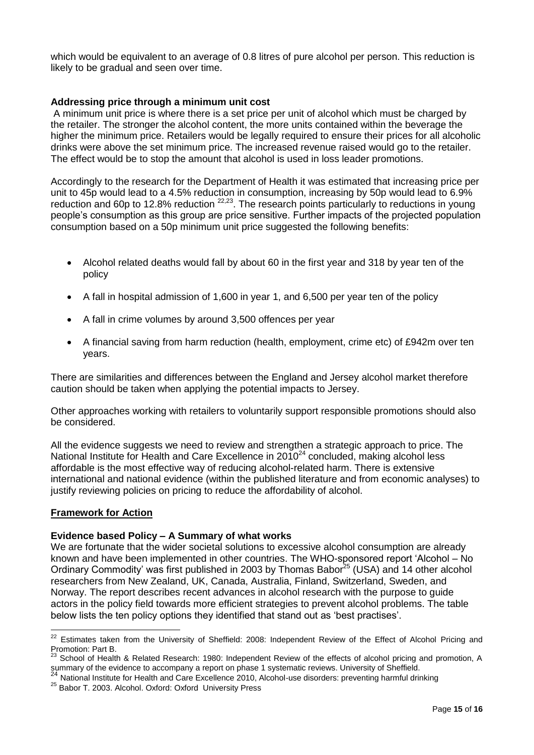which would be equivalent to an average of 0.8 litres of pure alcohol per person. This reduction is likely to be gradual and seen over time.

**Addressing price through a minimum unit cost**

A minimum unit price is where there is a set price per unit of alcohol which must be charged by the retailer. The stronger the alcohol content, the more units contained within the beverage the higher the minimum price. Retailers would be legally required to ensure their prices for all alcoholic drinks were above the set minimum price. The increased revenue raised would go to the retailer. The effect would be to stop the amount that alcohol is used in loss leader promotions.

Accordingly to the research for the Department of Health it was estimated that increasing price per unit to 45p would lead to a 4.5% reduction in consumption, increasing by 50p would lead to 6.9% reduction and 60p to 12.8% reduction [22,23]. The research points particularly to reductions in young people's consumption as this group are price sensitive. Further impacts of the projected population consumption based on a 50p minimum unit price suggested the following benefits:

- Alcohol related deaths would fall by about 60 in the first year and 318 by year ten of the policy
- A fall in hospital admission of 1,600 in year 1, and 6,500 per year ten of the policy
- A fall in crime volumes by around 3,500 offences per year
- A financial saving from harm reduction (health, employment, crime etc) of £942m over ten years.

There are similarities and differences between the England and Jersey alcohol market therefore caution should be taken when applying the potential impacts to Jersey.

Other approaches working with retailers to voluntarily support responsible promotions should also be considered.

All the evidence suggests we need to review and strengthen a strategic approach to price. The National Institute for Health and Care Excellence in 2010[24] concluded, making alcohol less affordable is the most effective way of reducing alcohol-related harm. There is extensive international and national evidence (within the published literature and from economic analyses) to justify reviewing policies on pricing to reduce the affordability of alcohol.

## Framework for Action

**Evidence based Policy – A Summary of what works**

We are fortunate that the wider societal solutions to excessive alcohol consumption are already known and have been implemented in other countries. The WHO-sponsored report 'Alcohol – No Ordinary Commodity' was first published in 2003 by Thomas Babor[25] (USA) and 14 other alcohol researchers from New Zealand, UK, Canada, Australia, Finland, Switzerland, Sweden, and Norway. The report describes recent advances in alcohol research with the purpose to guide actors in the policy field towards more efficient strategies to prevent alcohol problems. The table below lists the ten policy options they identified that stand out as 'best practises'.

---

[22] Estimates taken from the University of Sheffield: 2008: Independent Review of the Effect of Alcohol Pricing and Promotion: Part B.

[23] School of Health & Related Research: 1980: Independent Review of the effects of alcohol pricing and promotion, A summary of the evidence to accompany a report on phase 1 systematic reviews. University of Sheffield.

[24] National Institute for Health and Care Excellence 2010, Alcohol-use disorders: preventing harmful drinking

[25] Babor T. 2003. Alcohol. Oxford: Oxford University Press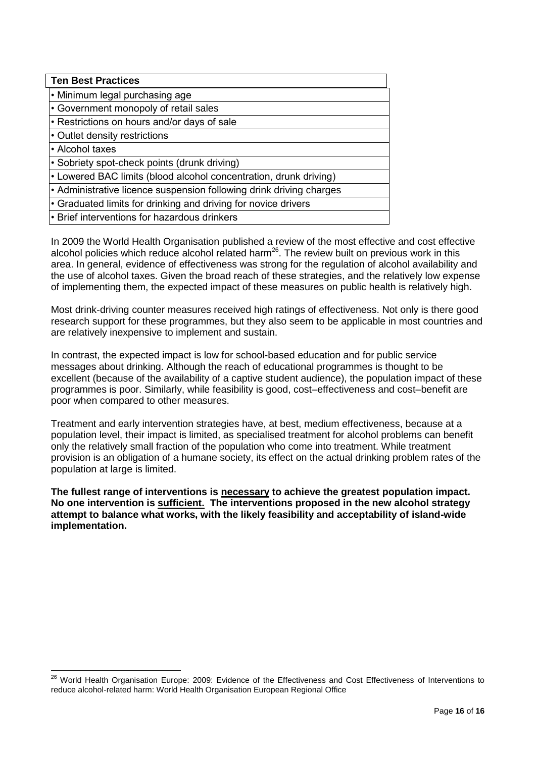| Ten Best Practices |
| --- |
| • Minimum legal purchasing age |
| • Government monopoly of retail sales |
| • Restrictions on hours and/or days of sale |
| • Outlet density restrictions |
| • Alcohol taxes |
| • Sobriety spot-check points (drunk driving) |
| • Lowered BAC limits (blood alcohol concentration, drunk driving) |
| • Administrative licence suspension following drink driving charges |
| • Graduated limits for drinking and driving for novice drivers |
| • Brief interventions for hazardous drinkers |

In 2009 the World Health Organisation published a review of the most effective and cost effective alcohol policies which reduce alcohol related harm[26]. The review built on previous work in this area. In general, evidence of effectiveness was strong for the regulation of alcohol availability and the use of alcohol taxes. Given the broad reach of these strategies, and the relatively low expense of implementing them, the expected impact of these measures on public health is relatively high.

Most drink-driving counter measures received high ratings of effectiveness. Not only is there good research support for these programmes, but they also seem to be applicable in most countries and are relatively inexpensive to implement and sustain.

In contrast, the expected impact is low for school-based education and for public service messages about drinking. Although the reach of educational programmes is thought to be excellent (because of the availability of a captive student audience), the population impact of these programmes is poor. Similarly, while feasibility is good, cost–effectiveness and cost–benefit are poor when compared to other measures.

Treatment and early intervention strategies have, at best, medium effectiveness, because at a population level, their impact is limited, as specialised treatment for alcohol problems can benefit only the relatively small fraction of the population who come into treatment. While treatment provision is an obligation of a humane society, its effect on the actual drinking problem rates of the population at large is limited.

**The fullest range of interventions is <u>necessary</u> to achieve the greatest population impact. No one intervention is <u>sufficient.</u> The interventions proposed in the new alcohol strategy attempt to balance what works, with the likely feasibility and acceptability of island-wide implementation.**

[26] World Health Organisation Europe: 2009: Evidence of the Effectiveness and Cost Effectiveness of Interventions to reduce alcohol-related harm: World Health Organisation European Regional Office